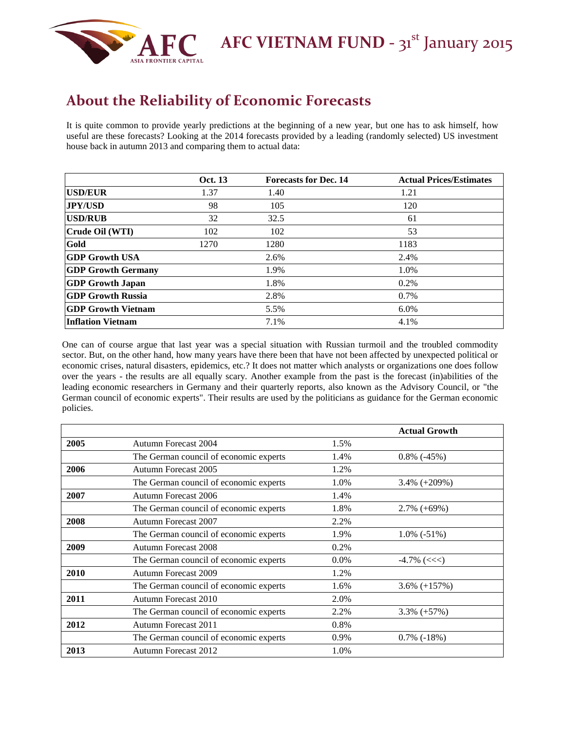# About the Reliability of Economic Forecasts

It is quite common to provide yearly predictions at the beginning of a new year, but one has to ask himself, how useful are these forecasts? Looking at the 2014 forecasts provided by a leading (randomly selected) US investment house back in autumn 2013 and comparing them to actual data:

| | Oct. 13 | Forecasts for Dec. 14 | Actual Prices/Estimates |
|---|---|---|---|
| **USD/EUR** | 1.37 | 1.40 | 1.21 |
| **JPY/USD** | 98 | 105 | 120 |
| **USD/RUB** | 32 | 32.5 | 61 |
| **Crude Oil (WTI)** | 102 | 102 | 53 |
| **Gold** | 1270 | 1280 | 1183 |
| **GDP Growth USA** | | 2.6% | 2.4% |
| **GDP Growth Germany** | | 1.9% | 1.0% |
| **GDP Growth Japan** | | 1.8% | 0.2% |
| **GDP Growth Russia** | | 2.8% | 0.7% |
| **GDP Growth Vietnam** | | 5.5% | 6.0% |
| **Inflation Vietnam** | | 7.1% | 4.1% |

One can of course argue that last year was a special situation with Russian turmoil and the troubled commodity sector. But, on the other hand, how many years have there been that have not been affected by unexpected political or economic crises, natural disasters, epidemics, etc.? It does not matter which analysts or organizations one does follow over the years - the results are all equally scary. Another example from the past is the forecast (in)abilities of the leading economic researchers in Germany and their quarterly reports, also known as the Advisory Council, or "the German council of economic experts". Their results are used by the politicians as guidance for the German economic policies.

| | | | Actual Growth |
|---|---|---|---|
| **2005** | Autumn Forecast 2004 | 1.5% | |
| | The German council of economic experts | 1.4% | 0.8% (-45%) |
| **2006** | Autumn Forecast 2005 | 1.2% | |
| | The German council of economic experts | 1.0% | 3.4% (+209%) |
| **2007** | Autumn Forecast 2006 | 1.4% | |
| | The German council of economic experts | 1.8% | 2.7% (+69%) |
| **2008** | Autumn Forecast 2007 | 2.2% | |
| | The German council of economic experts | 1.9% | 1.0% (-51%) |
| **2009** | Autumn Forecast 2008 | 0.2% | |
| | The German council of economic experts | 0.0% | -4.7% (<<<) |
| **2010** | Autumn Forecast 2009 | 1.2% | |
| | The German council of economic experts | 1.6% | 3.6% (+157%) |
| **2011** | Autumn Forecast 2010 | 2.0% | |
| | The German council of economic experts | 2.2% | 3.3% (+57%) |
| **2012** | Autumn Forecast 2011 | 0.8% | |
| | The German council of economic experts | 0.9% | 0.7% (-18%) |
| **2013** | Autumn Forecast 2012 | 1.0% | |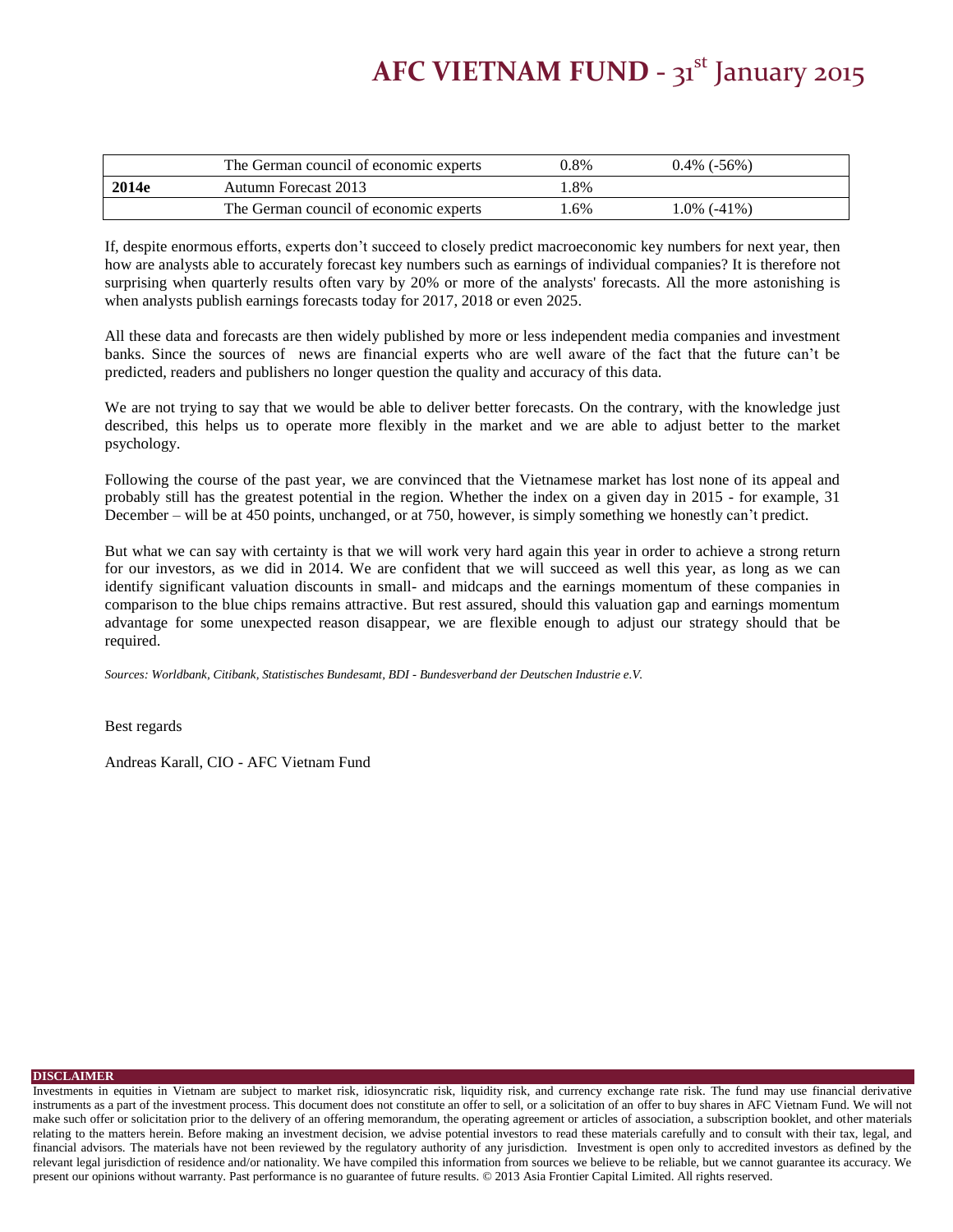| | | | |
|---|---|---|---|
| | The German council of economic experts | 0.8% | 0.4% (-56%) |
| **2014e** | Autumn Forecast 2013 | 1.8% | |
| | The German council of economic experts | 1.6% | 1.0% (-41%) |

If, despite enormous efforts, experts don't succeed to closely predict macroeconomic key numbers for next year, then how are analysts able to accurately forecast key numbers such as earnings of individual companies? It is therefore not surprising when quarterly results often vary by 20% or more of the analysts' forecasts. All the more astonishing is when analysts publish earnings forecasts today for 2017, 2018 or even 2025.

All these data and forecasts are then widely published by more or less independent media companies and investment banks. Since the sources of news are financial experts who are well aware of the fact that the future can't be predicted, readers and publishers no longer question the quality and accuracy of this data.

We are not trying to say that we would be able to deliver better forecasts. On the contrary, with the knowledge just described, this helps us to operate more flexibly in the market and we are able to adjust better to the market psychology.

Following the course of the past year, we are convinced that the Vietnamese market has lost none of its appeal and probably still has the greatest potential in the region. Whether the index on a given day in 2015 - for example, 31 December – will be at 450 points, unchanged, or at 750, however, is simply something we honestly can't predict.

But what we can say with certainty is that we will work very hard again this year in order to achieve a strong return for our investors, as we did in 2014. We are confident that we will succeed as well this year, as long as we can identify significant valuation discounts in small- and midcaps and the earnings momentum of these companies in comparison to the blue chips remains attractive. But rest assured, should this valuation gap and earnings momentum advantage for some unexpected reason disappear, we are flexible enough to adjust our strategy should that be required.

*Sources: Worldbank, Citibank, Statistisches Bundesamt, BDI - Bundesverband der Deutschen Industrie e.V.*

Best regards

Andreas Karall, CIO - AFC Vietnam Fund

**DISCLAIMER**

Investments in equities in Vietnam are subject to market risk, idiosyncratic risk, liquidity risk, and currency exchange rate risk. The fund may use financial derivative instruments as a part of the investment process. This document does not constitute an offer to sell, or a solicitation of an offer to buy shares in AFC Vietnam Fund. We will not make such offer or solicitation prior to the delivery of an offering memorandum, the operating agreement or articles of association, a subscription booklet, and other materials relating to the matters herein. Before making an investment decision, we advise potential investors to read these materials carefully and to consult with their tax, legal, and financial advisors. The materials have not been reviewed by the regulatory authority of any jurisdiction. Investment is open only to accredited investors as defined by the relevant legal jurisdiction of residence and/or nationality. We have compiled this information from sources we believe to be reliable, but we cannot guarantee its accuracy. We present our opinions without warranty. Past performance is no guarantee of future results. © 2013 Asia Frontier Capital Limited. All rights reserved.